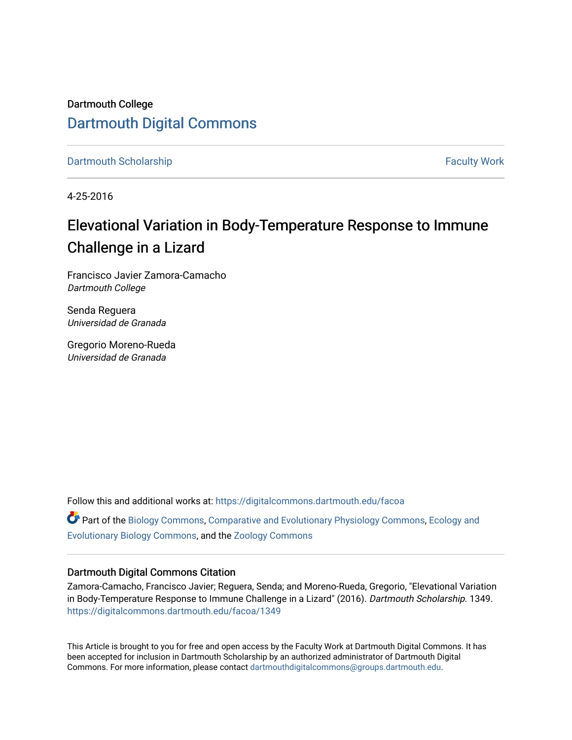Dartmouth College

# Dartmouth Digital Commons

Dartmouth Scholarship | Faculty Work

4-25-2016

## Elevational Variation in Body-Temperature Response to Immune Challenge in a Lizard

Francisco Javier Zamora-Camacho
*Dartmouth College*

Senda Reguera
*Universidad de Granada*

Gregorio Moreno-Rueda
*Universidad de Granada*

Follow this and additional works at: https://digitalcommons.dartmouth.edu/facoa

Part of the Biology Commons, Comparative and Evolutionary Physiology Commons, Ecology and Evolutionary Biology Commons, and the Zoology Commons

### Dartmouth Digital Commons Citation

Zamora-Camacho, Francisco Javier; Reguera, Senda; and Moreno-Rueda, Gregorio, "Elevational Variation in Body-Temperature Response to Immune Challenge in a Lizard" (2016). *Dartmouth Scholarship*. 1349.
https://digitalcommons.dartmouth.edu/facoa/1349

This Article is brought to you for free and open access by the Faculty Work at Dartmouth Digital Commons. It has been accepted for inclusion in Dartmouth Scholarship by an authorized administrator of Dartmouth Digital Commons. For more information, please contact dartmouthdigitalcommons@groups.dartmouth.edu.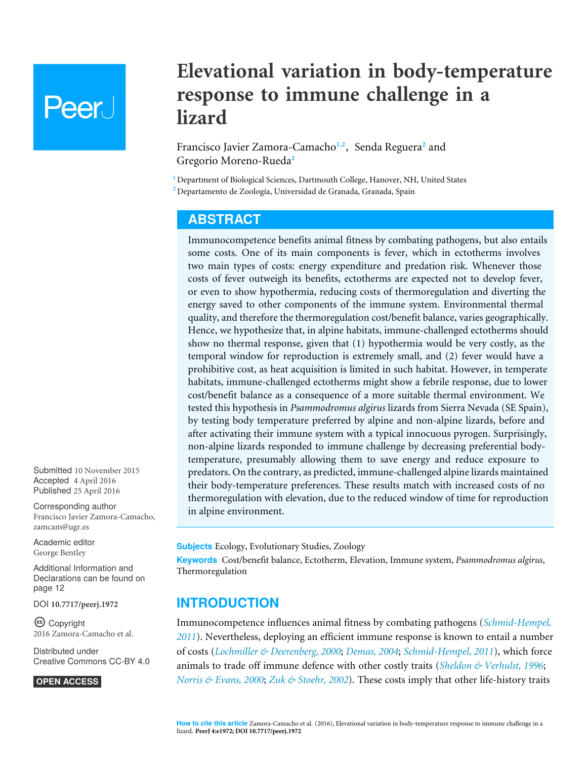# Elevational variation in body-temperature response to immune challenge in a lizard

Francisco Javier Zamora-Camacho[1,2], Senda Reguera[2] and Gregorio Moreno-Rueda[2]

[1] Department of Biological Sciences, Dartmouth College, Hanover, NH, United States
[2] Departamento de Zoología, Universidad de Granada, Granada, Spain

## ABSTRACT

Immunocompetence benefits animal fitness by combating pathogens, but also entails some costs. One of its main components is fever, which in ectotherms involves two main types of costs: energy expenditure and predation risk. Whenever those costs of fever outweigh its benefits, ectotherms are expected not to develop fever, or even to show hypothermia, reducing costs of thermoregulation and diverting the energy saved to other components of the immune system. Environmental thermal quality, and therefore the thermoregulation cost/benefit balance, varies geographically. Hence, we hypothesize that, in alpine habitats, immune-challenged ectotherms should show no thermal response, given that (1) hypothermia would be very costly, as the temporal window for reproduction is extremely small, and (2) fever would have a prohibitive cost, as heat acquisition is limited in such habitat. However, in temperate habitats, immune-challenged ectotherms might show a febrile response, due to lower cost/benefit balance as a consequence of a more suitable thermal environment. We tested this hypothesis in *Psammodromus algirus* lizards from Sierra Nevada (SE Spain), by testing body temperature preferred by alpine and non-alpine lizards, before and after activating their immune system with a typical innocuous pyrogen. Surprisingly, non-alpine lizards responded to immune challenge by decreasing preferential body-temperature, presumably allowing them to save energy and reduce exposure to predators. On the contrary, as predicted, immune-challenged alpine lizards maintained their body-temperature preferences. These results match with increased costs of no thermoregulation with elevation, due to the reduced window of time for reproduction in alpine environment.

**Subjects** Ecology, Evolutionary Studies, Zoology
**Keywords** Cost/benefit balance, Ectotherm, Elevation, Immune system, *Psammodromus algirus*, Thermoregulation

Submitted 10 November 2015
Accepted 4 April 2016
Published 25 April 2016

Corresponding author
Francisco Javier Zamora-Camacho, zamcam@ugr.es

Academic editor
George Bentley

Additional Information and Declarations can be found on page 12

DOI 10.7717/peerj.1972

Copyright
2016 Zamora-Camacho et al.

Distributed under
Creative Commons CC-BY 4.0

OPEN ACCESS

## INTRODUCTION

Immunocompetence influences animal fitness by combating pathogens (*Schmid-Hempel, 2011*). Nevertheless, deploying an efficient immune response is known to entail a number of costs (*Lochmiller & Deerenberg, 2000*; *Demas, 2004*; *Schmid-Hempel, 2011*), which force animals to trade off immune defence with other costly traits (*Sheldon & Verhulst, 1996*; *Norris & Evans, 2000*; *Zuk & Stoehr, 2002*). These costs imply that other life-history traits

**How to cite this article** Zamora-Camacho et al. (2016), Elevational variation in body-temperature response to immune challenge in a lizard. **PeerJ 4:e1972; DOI 10.7717/peerj.1972**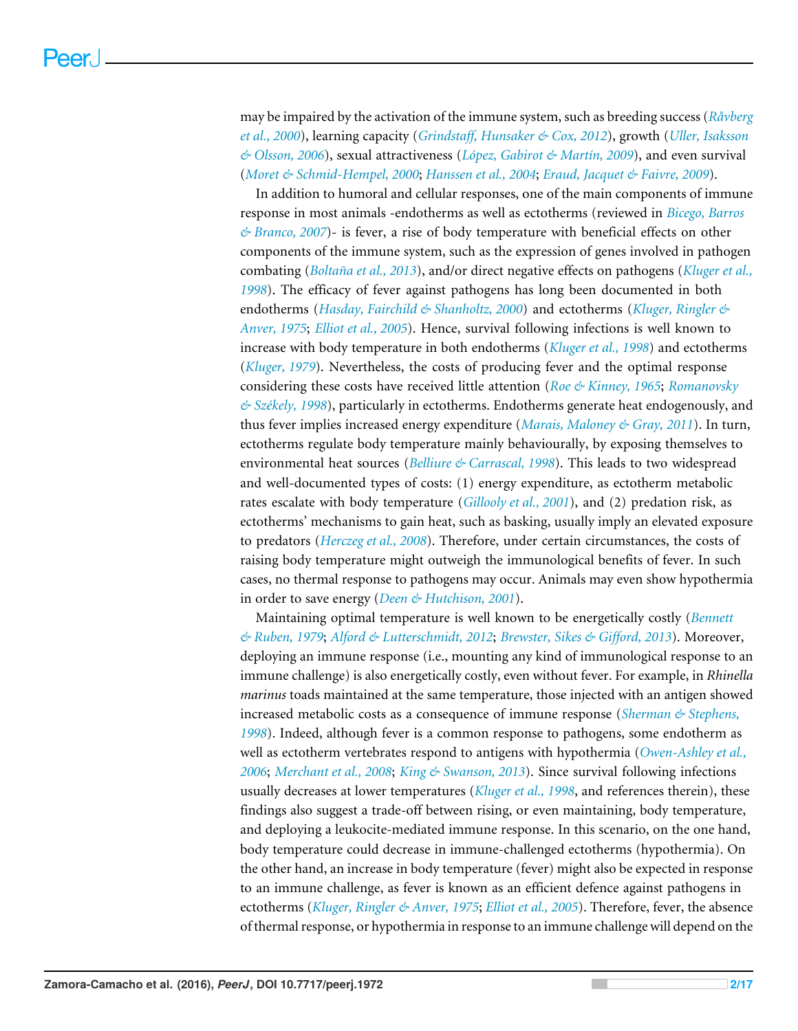may be impaired by the activation of the immune system, such as breeding success (*Råvberg et al., 2000*), learning capacity (*Grindstaff, Hunsaker & Cox, 2012*), growth (*Uller, Isaksson & Olsson, 2006*), sexual attractiveness (*López, Gabirot & Martín, 2009*), and even survival (*Moret & Schmid-Hempel, 2000*; *Hanssen et al., 2004*; *Eraud, Jacquet & Faivre, 2009*).

In addition to humoral and cellular responses, one of the main components of immune response in most animals -endotherms as well as ectotherms (reviewed in *Bicego, Barros & Branco, 2007*)- is fever, a rise of body temperature with beneficial effects on other components of the immune system, such as the expression of genes involved in pathogen combating (*Boltaña et al., 2013*), and/or direct negative effects on pathogens (*Kluger et al., 1998*). The efficacy of fever against pathogens has long been documented in both endotherms (*Hasday, Fairchild & Shanholtz, 2000*) and ectotherms (*Kluger, Ringler & Anver, 1975*; *Elliot et al., 2005*). Hence, survival following infections is well known to increase with body temperature in both endotherms (*Kluger et al., 1998*) and ectotherms (*Kluger, 1979*). Nevertheless, the costs of producing fever and the optimal response considering these costs have received little attention (*Roe & Kinney, 1965*; *Romanovsky & Székely, 1998*), particularly in ectotherms. Endotherms generate heat endogenously, and thus fever implies increased energy expenditure (*Marais, Maloney & Gray, 2011*). In turn, ectotherms regulate body temperature mainly behaviourally, by exposing themselves to environmental heat sources (*Belliure & Carrascal, 1998*). This leads to two widespread and well-documented types of costs: (1) energy expenditure, as ectotherm metabolic rates escalate with body temperature (*Gillooly et al., 2001*), and (2) predation risk, as ectotherms' mechanisms to gain heat, such as basking, usually imply an elevated exposure to predators (*Herczeg et al., 2008*). Therefore, under certain circumstances, the costs of raising body temperature might outweigh the immunological benefits of fever. In such cases, no thermal response to pathogens may occur. Animals may even show hypothermia in order to save energy (*Deen & Hutchison, 2001*).

Maintaining optimal temperature is well known to be energetically costly (*Bennett & Ruben, 1979*; *Alford & Lutterschmidt, 2012*; *Brewster, Sikes & Gifford, 2013*). Moreover, deploying an immune response (i.e., mounting any kind of immunological response to an immune challenge) is also energetically costly, even without fever. For example, in *Rhinella marinus* toads maintained at the same temperature, those injected with an antigen showed increased metabolic costs as a consequence of immune response (*Sherman & Stephens, 1998*). Indeed, although fever is a common response to pathogens, some endotherm as well as ectotherm vertebrates respond to antigens with hypothermia (*Owen-Ashley et al., 2006*; *Merchant et al., 2008*; *King & Swanson, 2013*). Since survival following infections usually decreases at lower temperatures (*Kluger et al., 1998*, and references therein), these findings also suggest a trade-off between rising, or even maintaining, body temperature, and deploying a leukocite-mediated immune response. In this scenario, on the one hand, body temperature could decrease in immune-challenged ectotherms (hypothermia). On the other hand, an increase in body temperature (fever) might also be expected in response to an immune challenge, as fever is known as an efficient defence against pathogens in ectotherms (*Kluger, Ringler & Anver, 1975*; *Elliot et al., 2005*). Therefore, fever, the absence of thermal response, or hypothermia in response to an immune challenge will depend on the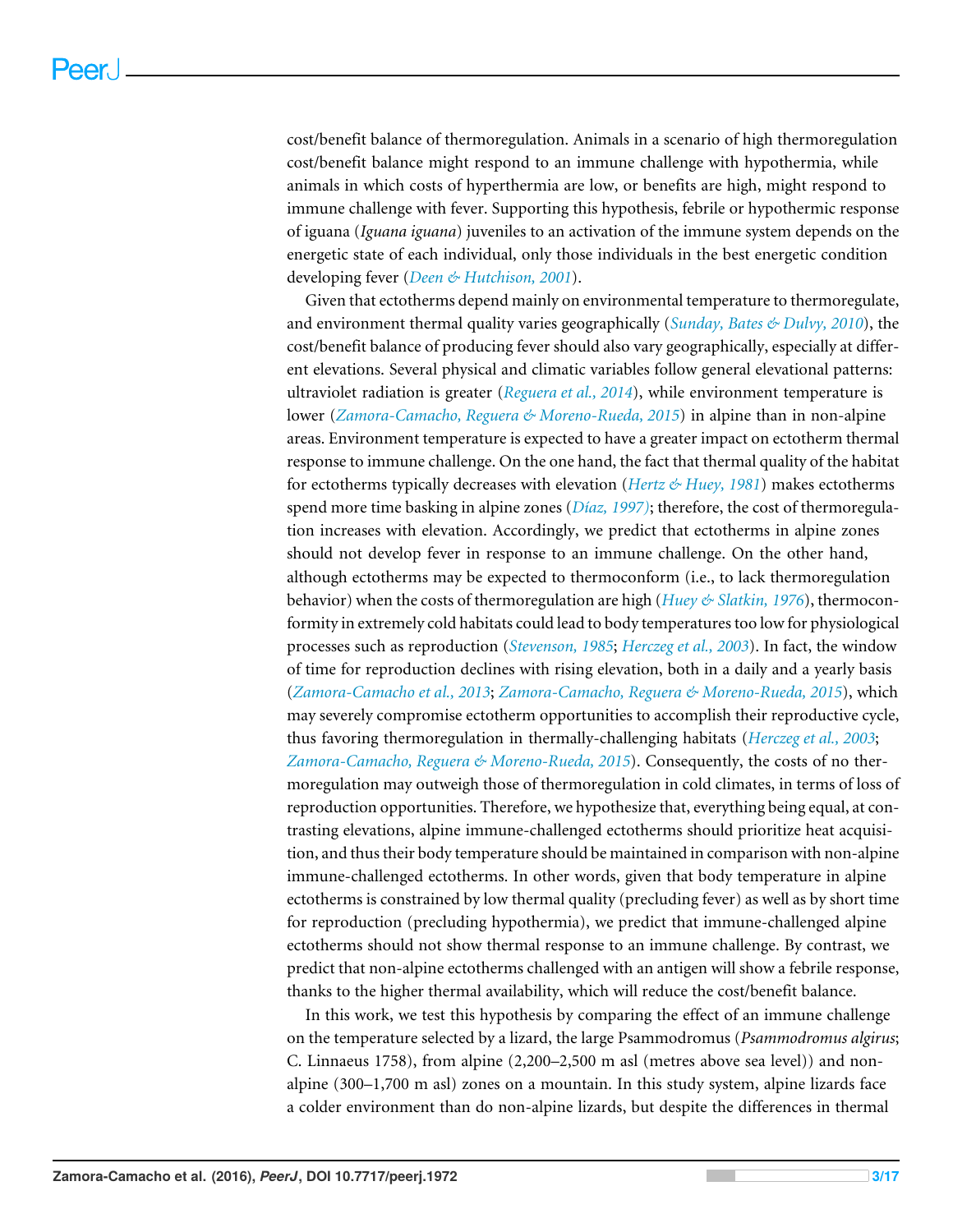cost/benefit balance of thermoregulation. Animals in a scenario of high thermoregulation cost/benefit balance might respond to an immune challenge with hypothermia, while animals in which costs of hyperthermia are low, or benefits are high, might respond to immune challenge with fever. Supporting this hypothesis, febrile or hypothermic response of iguana (*Iguana iguana*) juveniles to an activation of the immune system depends on the energetic state of each individual, only those individuals in the best energetic condition developing fever (*Deen & Hutchison, 2001*).

Given that ectotherms depend mainly on environmental temperature to thermoregulate, and environment thermal quality varies geographically (*Sunday, Bates & Dulvy, 2010*), the cost/benefit balance of producing fever should also vary geographically, especially at different elevations. Several physical and climatic variables follow general elevational patterns: ultraviolet radiation is greater (*Reguera et al., 2014*), while environment temperature is lower (*Zamora-Camacho, Reguera & Moreno-Rueda, 2015*) in alpine than in non-alpine areas. Environment temperature is expected to have a greater impact on ectotherm thermal response to immune challenge. On the one hand, the fact that thermal quality of the habitat for ectotherms typically decreases with elevation (*Hertz & Huey, 1981*) makes ectotherms spend more time basking in alpine zones (*Díaz, 1997*); therefore, the cost of thermoregulation increases with elevation. Accordingly, we predict that ectotherms in alpine zones should not develop fever in response to an immune challenge. On the other hand, although ectotherms may be expected to thermoconform (i.e., to lack thermoregulation behavior) when the costs of thermoregulation are high (*Huey & Slatkin, 1976*), thermoconformity in extremely cold habitats could lead to body temperatures too low for physiological processes such as reproduction (*Stevenson, 1985*; *Herczeg et al., 2003*). In fact, the window of time for reproduction declines with rising elevation, both in a daily and a yearly basis (*Zamora-Camacho et al., 2013*; *Zamora-Camacho, Reguera & Moreno-Rueda, 2015*), which may severely compromise ectotherm opportunities to accomplish their reproductive cycle, thus favoring thermoregulation in thermally-challenging habitats (*Herczeg et al., 2003*; *Zamora-Camacho, Reguera & Moreno-Rueda, 2015*). Consequently, the costs of no thermoregulation may outweigh those of thermoregulation in cold climates, in terms of loss of reproduction opportunities. Therefore, we hypothesize that, everything being equal, at contrasting elevations, alpine immune-challenged ectotherms should prioritize heat acquisition, and thus their body temperature should be maintained in comparison with non-alpine immune-challenged ectotherms. In other words, given that body temperature in alpine ectotherms is constrained by low thermal quality (precluding fever) as well as by short time for reproduction (precluding hypothermia), we predict that immune-challenged alpine ectotherms should not show thermal response to an immune challenge. By contrast, we predict that non-alpine ectotherms challenged with an antigen will show a febrile response, thanks to the higher thermal availability, which will reduce the cost/benefit balance.

In this work, we test this hypothesis by comparing the effect of an immune challenge on the temperature selected by a lizard, the large Psammodromus (*Psammodromus algirus*; C. Linnaeus 1758), from alpine (2,200–2,500 m asl (metres above sea level)) and non-alpine (300–1,700 m asl) zones on a mountain. In this study system, alpine lizards face a colder environment than do non-alpine lizards, but despite the differences in thermal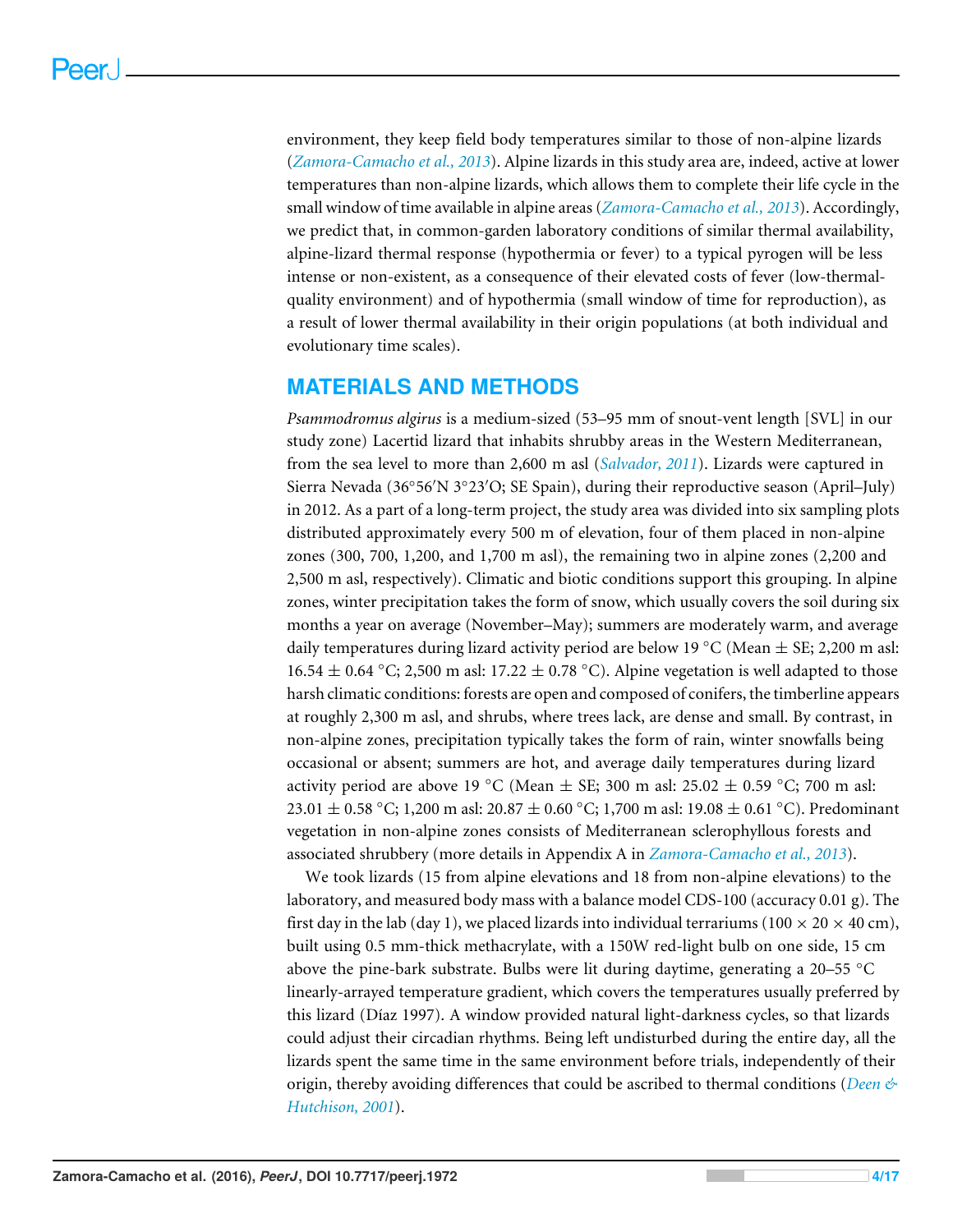environment, they keep field body temperatures similar to those of non-alpine lizards (*Zamora-Camacho et al., 2013*). Alpine lizards in this study area are, indeed, active at lower temperatures than non-alpine lizards, which allows them to complete their life cycle in the small window of time available in alpine areas (*Zamora-Camacho et al., 2013*). Accordingly, we predict that, in common-garden laboratory conditions of similar thermal availability, alpine-lizard thermal response (hypothermia or fever) to a typical pyrogen will be less intense or non-existent, as a consequence of their elevated costs of fever (low-thermal-quality environment) and of hypothermia (small window of time for reproduction), as a result of lower thermal availability in their origin populations (at both individual and evolutionary time scales).

## MATERIALS AND METHODS

*Psammodromus algirus* is a medium-sized (53–95 mm of snout-vent length [SVL] in our study zone) Lacertid lizard that inhabits shrubby areas in the Western Mediterranean, from the sea level to more than 2,600 m asl (*Salvador, 2011*). Lizards were captured in Sierra Nevada (36°56′N 3°23′O; SE Spain), during their reproductive season (April–July) in 2012. As a part of a long-term project, the study area was divided into six sampling plots distributed approximately every 500 m of elevation, four of them placed in non-alpine zones (300, 700, 1,200, and 1,700 m asl), the remaining two in alpine zones (2,200 and 2,500 m asl, respectively). Climatic and biotic conditions support this grouping. In alpine zones, winter precipitation takes the form of snow, which usually covers the soil during six months a year on average (November–May); summers are moderately warm, and average daily temperatures during lizard activity period are below 19 °C (Mean ± SE; 2,200 m asl: 16.54 ± 0.64 °C; 2,500 m asl: 17.22 ± 0.78 °C). Alpine vegetation is well adapted to those harsh climatic conditions: forests are open and composed of conifers, the timberline appears at roughly 2,300 m asl, and shrubs, where trees lack, are dense and small. By contrast, in non-alpine zones, precipitation typically takes the form of rain, winter snowfalls being occasional or absent; summers are hot, and average daily temperatures during lizard activity period are above 19 °C (Mean ± SE; 300 m asl: 25.02 ± 0.59 °C; 700 m asl: 23.01 ± 0.58 °C; 1,200 m asl: 20.87 ± 0.60 °C; 1,700 m asl: 19.08 ± 0.61 °C). Predominant vegetation in non-alpine zones consists of Mediterranean sclerophyllous forests and associated shrubbery (more details in Appendix A in *Zamora-Camacho et al., 2013*).

We took lizards (15 from alpine elevations and 18 from non-alpine elevations) to the laboratory, and measured body mass with a balance model CDS-100 (accuracy 0.01 g). The first day in the lab (day 1), we placed lizards into individual terrariums (100 × 20 × 40 cm), built using 0.5 mm-thick methacrylate, with a 150W red-light bulb on one side, 15 cm above the pine-bark substrate. Bulbs were lit during daytime, generating a 20–55 °C linearly-arrayed temperature gradient, which covers the temperatures usually preferred by this lizard (Díaz 1997). A window provided natural light-darkness cycles, so that lizards could adjust their circadian rhythms. Being left undisturbed during the entire day, all the lizards spent the same time in the same environment before trials, independently of their origin, thereby avoiding differences that could be ascribed to thermal conditions (*Deen & Hutchison, 2001*).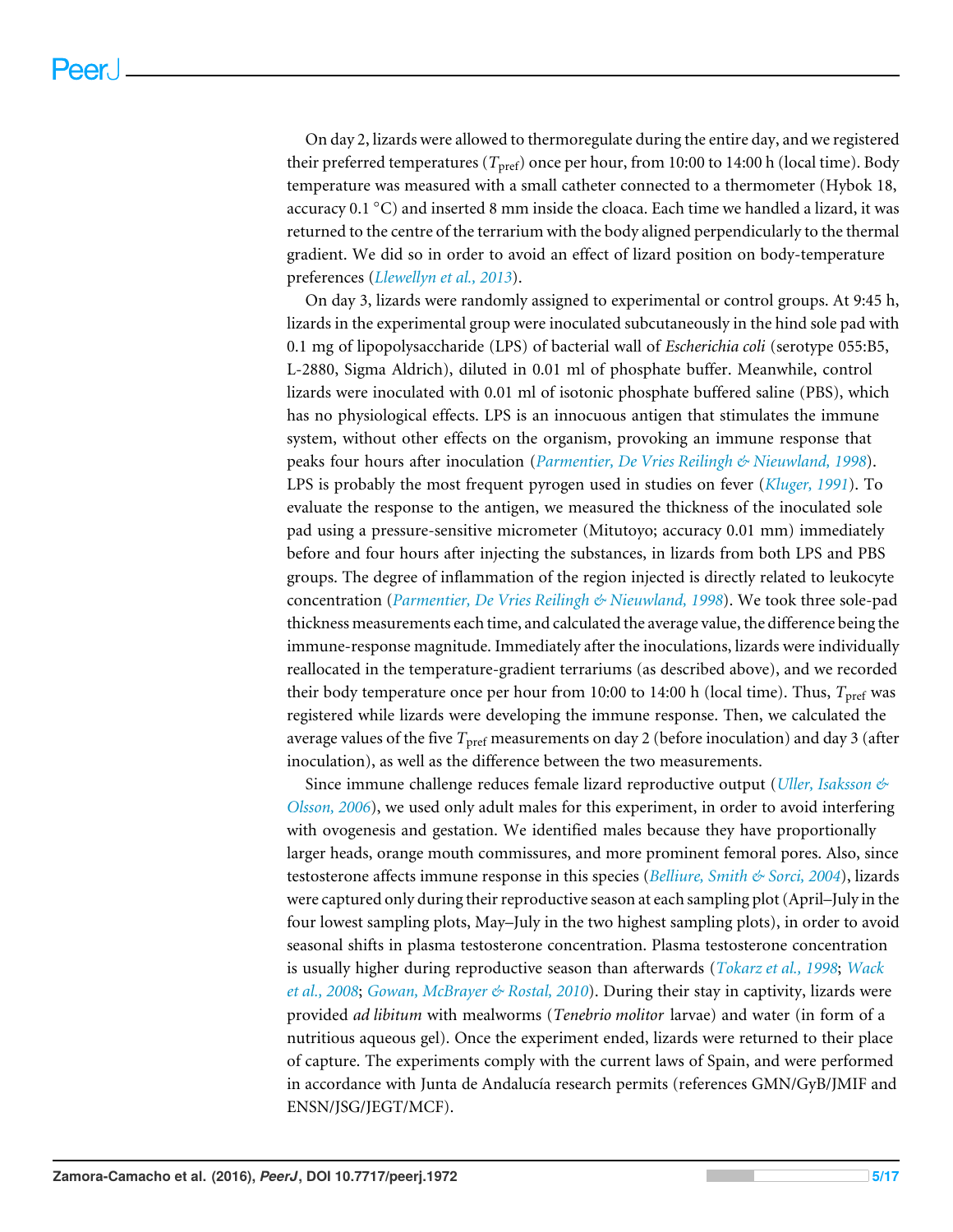On day 2, lizards were allowed to thermoregulate during the entire day, and we registered their preferred temperatures ($T_{pref}$) once per hour, from 10:00 to 14:00 h (local time). Body temperature was measured with a small catheter connected to a thermometer (Hybok 18, accuracy 0.1 °C) and inserted 8 mm inside the cloaca. Each time we handled a lizard, it was returned to the centre of the terrarium with the body aligned perpendicularly to the thermal gradient. We did so in order to avoid an effect of lizard position on body-temperature preferences (*Llewellyn et al., 2013*).

On day 3, lizards were randomly assigned to experimental or control groups. At 9:45 h, lizards in the experimental group were inoculated subcutaneously in the hind sole pad with 0.1 mg of lipopolysaccharide (LPS) of bacterial wall of *Escherichia coli* (serotype 055:B5, L-2880, Sigma Aldrich), diluted in 0.01 ml of phosphate buffer. Meanwhile, control lizards were inoculated with 0.01 ml of isotonic phosphate buffered saline (PBS), which has no physiological effects. LPS is an innocuous antigen that stimulates the immune system, without other effects on the organism, provoking an immune response that peaks four hours after inoculation (*Parmentier, De Vries Reilingh & Nieuwland, 1998*). LPS is probably the most frequent pyrogen used in studies on fever (*Kluger, 1991*). To evaluate the response to the antigen, we measured the thickness of the inoculated sole pad using a pressure-sensitive micrometer (Mitutoyo; accuracy 0.01 mm) immediately before and four hours after injecting the substances, in lizards from both LPS and PBS groups. The degree of inflammation of the region injected is directly related to leukocyte concentration (*Parmentier, De Vries Reilingh & Nieuwland, 1998*). We took three sole-pad thickness measurements each time, and calculated the average value, the difference being the immune-response magnitude. Immediately after the inoculations, lizards were individually reallocated in the temperature-gradient terrariums (as described above), and we recorded their body temperature once per hour from 10:00 to 14:00 h (local time). Thus, $T_{pref}$ was registered while lizards were developing the immune response. Then, we calculated the average values of the five $T_{pref}$ measurements on day 2 (before inoculation) and day 3 (after inoculation), as well as the difference between the two measurements.

Since immune challenge reduces female lizard reproductive output (*Uller, Isaksson & Olsson, 2006*), we used only adult males for this experiment, in order to avoid interfering with ovogenesis and gestation. We identified males because they have proportionally larger heads, orange mouth commissures, and more prominent femoral pores. Also, since testosterone affects immune response in this species (*Belliure, Smith & Sorci, 2004*), lizards were captured only during their reproductive season at each sampling plot (April–July in the four lowest sampling plots, May–July in the two highest sampling plots), in order to avoid seasonal shifts in plasma testosterone concentration. Plasma testosterone concentration is usually higher during reproductive season than afterwards (*Tokarz et al., 1998*; *Wack et al., 2008*; *Gowan, McBrayer & Rostal, 2010*). During their stay in captivity, lizards were provided *ad libitum* with mealworms (*Tenebrio molitor* larvae) and water (in form of a nutritious aqueous gel). Once the experiment ended, lizards were returned to their place of capture. The experiments comply with the current laws of Spain, and were performed in accordance with Junta de Andalucía research permits (references GMN/GyB/JMIF and ENSN/JSG/JEGT/MCF).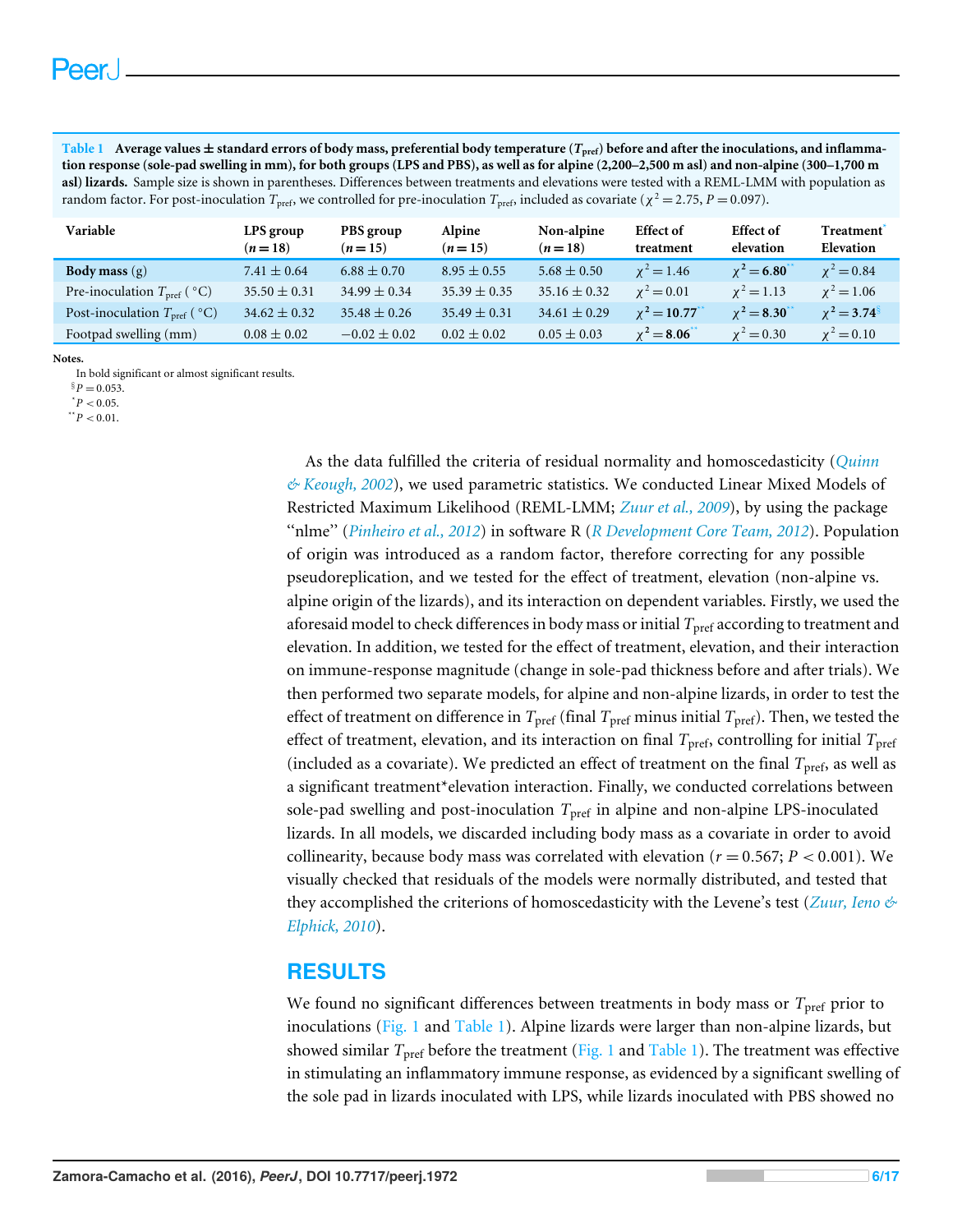**Table 1 Average values ± standard errors of body mass, preferential body temperature ($T_{pref}$) before and after the inoculations, and inflammation response (sole-pad swelling in mm), for both groups (LPS and PBS), as well as for alpine (2,200–2,500 m asl) and non-alpine (300–1,700 m asl) lizards.** Sample size is shown in parentheses. Differences between treatments and elevations were tested with a REML-LMM with population as random factor. For post-inoculation $T_{pref}$, we controlled for pre-inoculation $T_{pref}$, included as covariate ($\chi^2 = 2.75$, $P = 0.097$).

| Variable | LPS group ($n = 18$) | PBS group ($n = 15$) | Alpine ($n = 15$) | Non-alpine ($n = 18$) | Effect of treatment | Effect of elevation | Treatment* Elevation |
|---|---|---|---|---|---|---|---|
| **Body mass** (g) | 7.41 ± 0.64 | 6.88 ± 0.70 | 8.95 ± 0.55 | 5.68 ± 0.50 | $\chi^2 = 1.46$ | $\boldsymbol{\chi^2 = 6.80}$** | $\chi^2 = 0.84$ |
| Pre-inoculation $T_{pref}$ (°C) | 35.50 ± 0.31 | 34.99 ± 0.34 | 35.39 ± 0.35 | 35.16 ± 0.32 | $\chi^2 = 0.01$ | $\chi^2 = 1.13$ | $\chi^2 = 1.06$ |
| Post-inoculation $T_{pref}$ (°C) | 34.62 ± 0.32 | 35.48 ± 0.26 | 35.49 ± 0.31 | 34.61 ± 0.29 | $\boldsymbol{\chi^2 = 10.77}$** | $\boldsymbol{\chi^2 = 8.30}$** | $\boldsymbol{\chi^2 = 3.74}$§ |
| Footpad swelling (mm) | 0.08 ± 0.02 | −0.02 ± 0.02 | 0.02 ± 0.02 | 0.05 ± 0.03 | $\boldsymbol{\chi^2 = 8.06}$** | $\chi^2 = 0.30$ | $\chi^2 = 0.10$ |

**Notes.**

In bold significant or almost significant results.
§ $P = 0.053$.
* $P < 0.05$.
** $P < 0.01$.

As the data fulfilled the criteria of residual normality and homoscedasticity (*Quinn & Keough, 2002*), we used parametric statistics. We conducted Linear Mixed Models of Restricted Maximum Likelihood (REML-LMM; *Zuur et al., 2009*), by using the package "nlme" (*Pinheiro et al., 2012*) in software R (*R Development Core Team, 2012*). Population of origin was introduced as a random factor, therefore correcting for any possible pseudoreplication, and we tested for the effect of treatment, elevation (non-alpine vs. alpine origin of the lizards), and its interaction on dependent variables. Firstly, we used the aforesaid model to check differences in body mass or initial $T_{pref}$ according to treatment and elevation. In addition, we tested for the effect of treatment, elevation, and their interaction on immune-response magnitude (change in sole-pad thickness before and after trials). We then performed two separate models, for alpine and non-alpine lizards, in order to test the effect of treatment on difference in $T_{pref}$ (final $T_{pref}$ minus initial $T_{pref}$). Then, we tested the effect of treatment, elevation, and its interaction on final $T_{pref}$, controlling for initial $T_{pref}$ (included as a covariate). We predicted an effect of treatment on the final $T_{pref}$, as well as a significant treatment*elevation interaction. Finally, we conducted correlations between sole-pad swelling and post-inoculation $T_{pref}$ in alpine and non-alpine LPS-inoculated lizards. In all models, we discarded including body mass as a covariate in order to avoid collinearity, because body mass was correlated with elevation ($r = 0.567$; $P < 0.001$). We visually checked that residuals of the models were normally distributed, and tested that they accomplished the criterions of homoscedasticity with the Levene's test (*Zuur, Ieno & Elphick, 2010*).

## RESULTS

We found no significant differences between treatments in body mass or $T_{pref}$ prior to inoculations (Fig. 1 and Table 1). Alpine lizards were larger than non-alpine lizards, but showed similar $T_{pref}$ before the treatment (Fig. 1 and Table 1). The treatment was effective in stimulating an inflammatory immune response, as evidenced by a significant swelling of the sole pad in lizards inoculated with LPS, while lizards inoculated with PBS showed no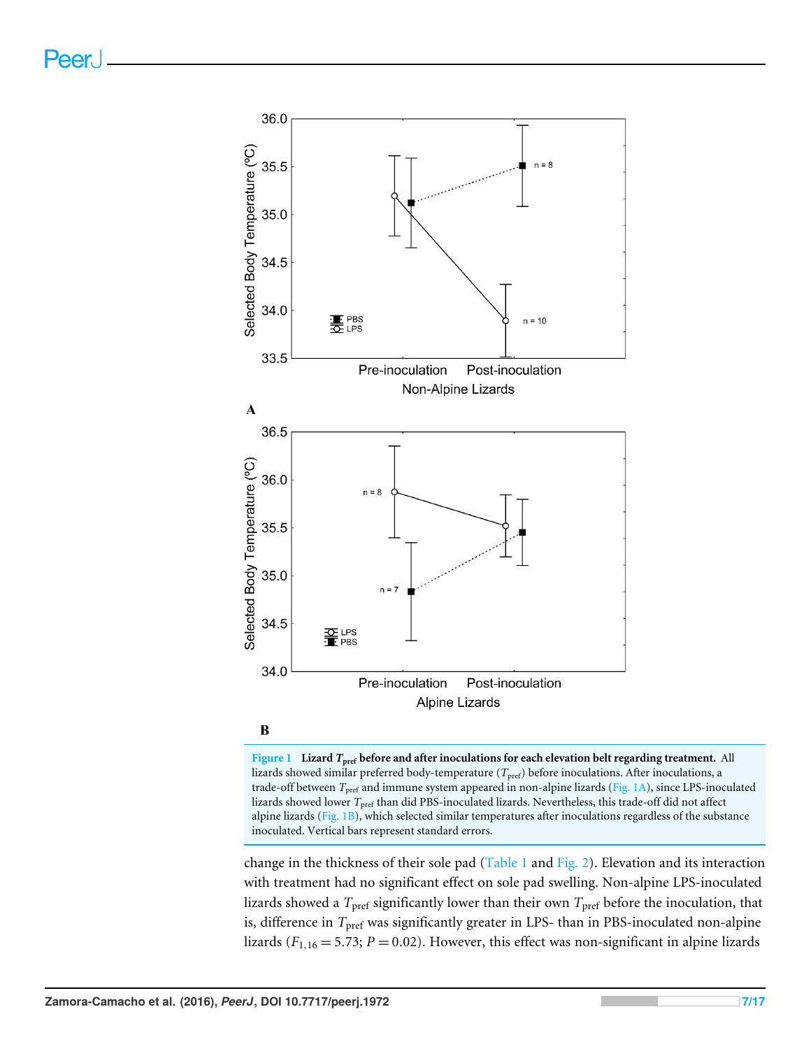**Figure 1 Lizard $T_{pref}$ before and after inoculations for each elevation belt regarding treatment.** All lizards showed similar preferred body-temperature ($T_{pref}$) before inoculations. After inoculations, a trade-off between $T_{pref}$ and immune system appeared in non-alpine lizards (Fig. 1A), since LPS-inoculated lizards showed lower $T_{pref}$ than did PBS-inoculated lizards. Nevertheless, this trade-off did not affect alpine lizards (Fig. 1B), which selected similar temperatures after inoculations regardless of the substance inoculated. Vertical bars represent standard errors.

change in the thickness of their sole pad (Table 1 and Fig. 2). Elevation and its interaction with treatment had no significant effect on sole pad swelling. Non-alpine LPS-inoculated lizards showed a $T_{pref}$ significantly lower than their own $T_{pref}$ before the inoculation, that is, difference in $T_{pref}$ was significantly greater in LPS- than in PBS-inoculated non-alpine lizards ($F_{1,16} = 5.73$; $P = 0.02$). However, this effect was non-significant in alpine lizards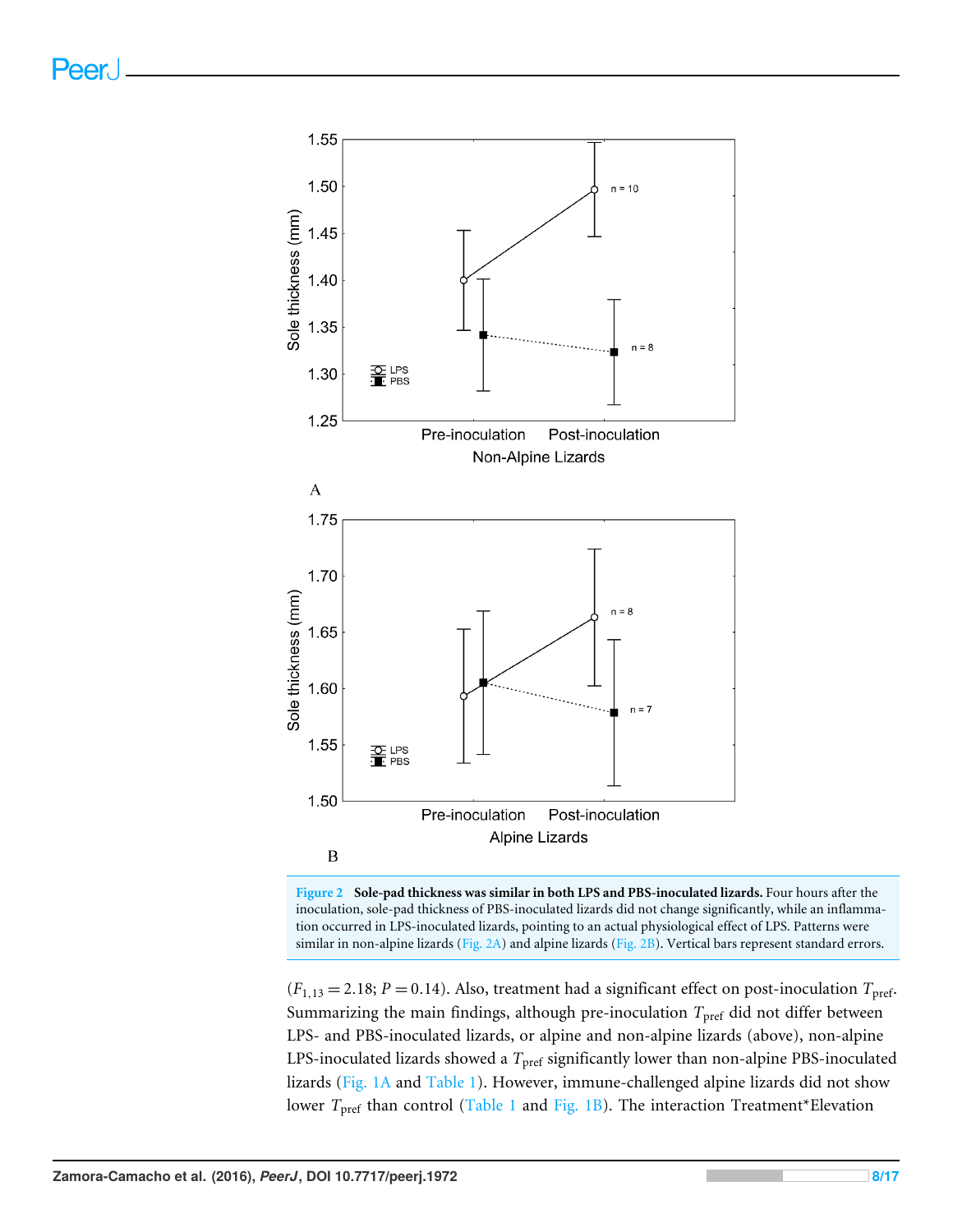Figure 2 **Sole-pad thickness was similar in both LPS and PBS-inoculated lizards.** Four hours after the inoculation, sole-pad thickness of PBS-inoculated lizards did not change significantly, while an inflammation occurred in LPS-inoculated lizards, pointing to an actual physiological effect of LPS. Patterns were similar in non-alpine lizards (Fig. 2A) and alpine lizards (Fig. 2B). Vertical bars represent standard errors.

($F_{1,13} = 2.18$; $P = 0.14$). Also, treatment had a significant effect on post-inoculation $T_{pref}$. Summarizing the main findings, although pre-inoculation $T_{pref}$ did not differ between LPS- and PBS-inoculated lizards, or alpine and non-alpine lizards (above), non-alpine LPS-inoculated lizards showed a $T_{pref}$ significantly lower than non-alpine PBS-inoculated lizards (Fig. 1A and Table 1). However, immune-challenged alpine lizards did not show lower $T_{pref}$ than control (Table 1 and Fig. 1B). The interaction Treatment*Elevation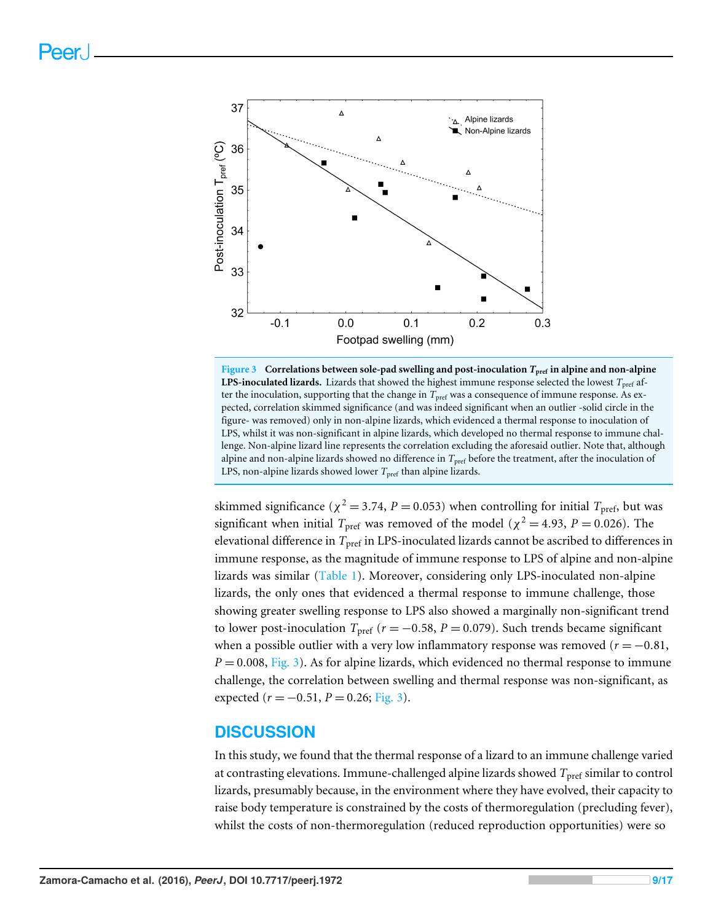**Figure 3 Correlations between sole-pad swelling and post-inoculation $T_{pref}$ in alpine and non-alpine LPS-inoculated lizards.** Lizards that showed the highest immune response selected the lowest $T_{pref}$ after the inoculation, supporting that the change in $T_{pref}$ was a consequence of immune response. As expected, correlation skimmed significance (and was indeed significant when an outlier -solid circle in the figure- was removed) only in non-alpine lizards, which evidenced a thermal response to inoculation of LPS, whilst it was non-significant in alpine lizards, which developed no thermal response to immune challenge. Non-alpine lizard line represents the correlation excluding the aforesaid outlier. Note that, although alpine and non-alpine lizards showed no difference in $T_{pref}$ before the treatment, after the inoculation of LPS, non-alpine lizards showed lower $T_{pref}$ than alpine lizards.

skimmed significance ($\chi^2 = 3.74$, $P = 0.053$) when controlling for initial $T_{pref}$, but was significant when initial $T_{pref}$ was removed of the model ($\chi^2 = 4.93$, $P = 0.026$). The elevational difference in $T_{pref}$ in LPS-inoculated lizards cannot be ascribed to differences in immune response, as the magnitude of immune response to LPS of alpine and non-alpine lizards was similar (Table 1). Moreover, considering only LPS-inoculated non-alpine lizards, the only ones that evidenced a thermal response to immune challenge, those showing greater swelling response to LPS also showed a marginally non-significant trend to lower post-inoculation $T_{pref}$ ($r = -0.58$, $P = 0.079$). Such trends became significant when a possible outlier with a very low inflammatory response was removed ($r = -0.81$, $P = 0.008$, Fig. 3). As for alpine lizards, which evidenced no thermal response to immune challenge, the correlation between swelling and thermal response was non-significant, as expected ($r = -0.51$, $P = 0.26$; Fig. 3).

## DISCUSSION

In this study, we found that the thermal response of a lizard to an immune challenge varied at contrasting elevations. Immune-challenged alpine lizards showed $T_{pref}$ similar to control lizards, presumably because, in the environment where they have evolved, their capacity to raise body temperature is constrained by the costs of thermoregulation (precluding fever), whilst the costs of non-thermoregulation (reduced reproduction opportunities) were so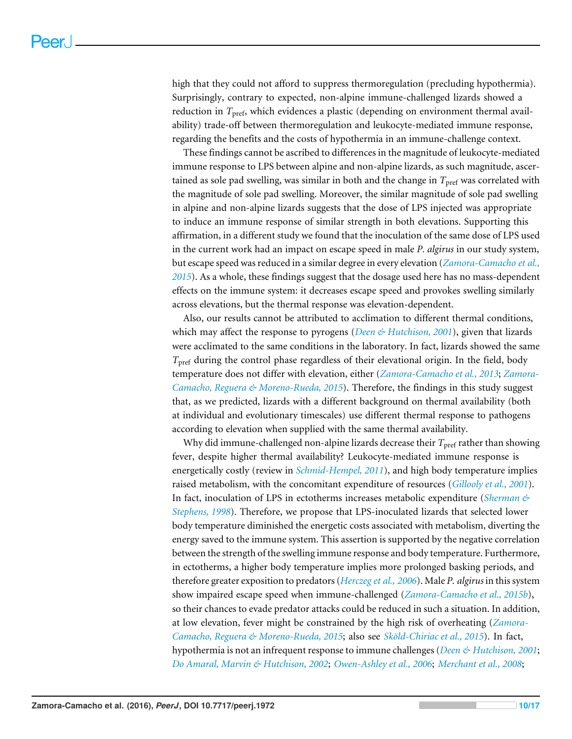high that they could not afford to suppress thermoregulation (precluding hypothermia). Surprisingly, contrary to expected, non-alpine immune-challenged lizards showed a reduction in $T_{pref}$, which evidences a plastic (depending on environment thermal availability) trade-off between thermoregulation and leukocyte-mediated immune response, regarding the benefits and the costs of hypothermia in an immune-challenge context.

These findings cannot be ascribed to differences in the magnitude of leukocyte-mediated immune response to LPS between alpine and non-alpine lizards, as such magnitude, ascertained as sole pad swelling, was similar in both and the change in $T_{pref}$ was correlated with the magnitude of sole pad swelling. Moreover, the similar magnitude of sole pad swelling in alpine and non-alpine lizards suggests that the dose of LPS injected was appropriate to induce an immune response of similar strength in both elevations. Supporting this affirmation, in a different study we found that the inoculation of the same dose of LPS used in the current work had an impact on escape speed in male *P. algirus* in our study system, but escape speed was reduced in a similar degree in every elevation (*Zamora-Camacho et al., 2015*). As a whole, these findings suggest that the dosage used here has no mass-dependent effects on the immune system: it decreases escape speed and provokes swelling similarly across elevations, but the thermal response was elevation-dependent.

Also, our results cannot be attributed to acclimation to different thermal conditions, which may affect the response to pyrogens (*Deen & Hutchison, 2001*), given that lizards were acclimated to the same conditions in the laboratory. In fact, lizards showed the same $T_{pref}$ during the control phase regardless of their elevational origin. In the field, body temperature does not differ with elevation, either (*Zamora-Camacho et al., 2013*; *Zamora-Camacho, Reguera & Moreno-Rueda, 2015*). Therefore, the findings in this study suggest that, as we predicted, lizards with a different background on thermal availability (both at individual and evolutionary timescales) use different thermal response to pathogens according to elevation when supplied with the same thermal availability.

Why did immune-challenged non-alpine lizards decrease their $T_{pref}$ rather than showing fever, despite higher thermal availability? Leukocyte-mediated immune response is energetically costly (review in *Schmid-Hempel, 2011*), and high body temperature implies raised metabolism, with the concomitant expenditure of resources (*Gillooly et al., 2001*). In fact, inoculation of LPS in ectotherms increases metabolic expenditure (*Sherman & Stephens, 1998*). Therefore, we propose that LPS-inoculated lizards that selected lower body temperature diminished the energetic costs associated with metabolism, diverting the energy saved to the immune system. This assertion is supported by the negative correlation between the strength of the swelling immune response and body temperature. Furthermore, in ectotherms, a higher body temperature implies more prolonged basking periods, and therefore greater exposition to predators (*Herczeg et al., 2006*). Male *P. algirus* in this system show impaired escape speed when immune-challenged (*Zamora-Camacho et al., 2015b*), so their chances to evade predator attacks could be reduced in such a situation. In addition, at low elevation, fever might be constrained by the high risk of overheating (*Zamora-Camacho, Reguera & Moreno-Rueda, 2015*; also see *Sköld-Chiriac et al., 2015*). In fact, hypothermia is not an infrequent response to immune challenges (*Deen & Hutchison, 2001*; *Do Amaral, Marvin & Hutchison, 2002*; *Owen-Ashley et al., 2006*; *Merchant et al., 2008*;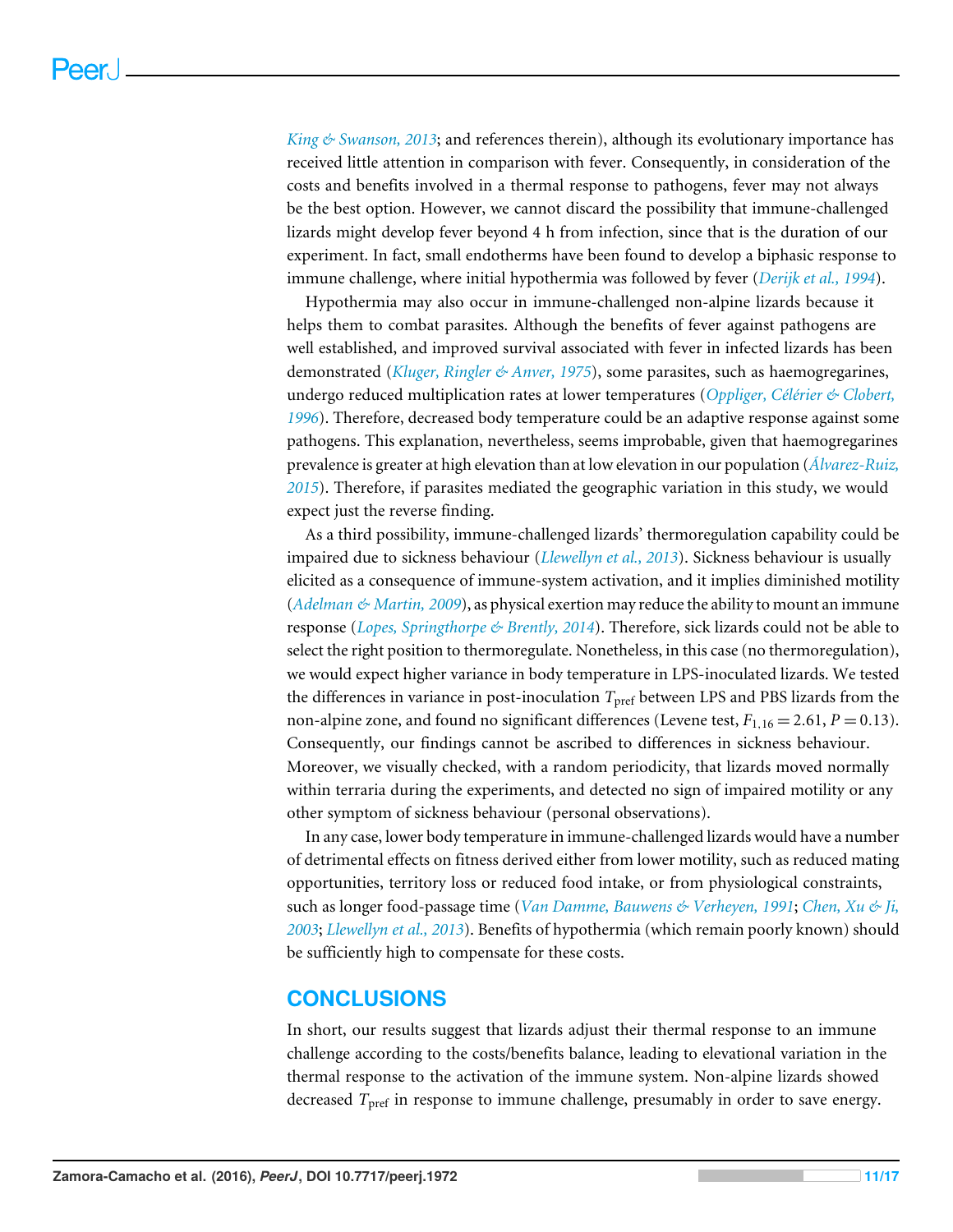King & Swanson, 2013; and references therein), although its evolutionary importance has received little attention in comparison with fever. Consequently, in consideration of the costs and benefits involved in a thermal response to pathogens, fever may not always be the best option. However, we cannot discard the possibility that immune-challenged lizards might develop fever beyond 4 h from infection, since that is the duration of our experiment. In fact, small endotherms have been found to develop a biphasic response to immune challenge, where initial hypothermia was followed by fever (Derijk et al., 1994).

Hypothermia may also occur in immune-challenged non-alpine lizards because it helps them to combat parasites. Although the benefits of fever against pathogens are well established, and improved survival associated with fever in infected lizards has been demonstrated (Kluger, Ringler & Anver, 1975), some parasites, such as haemogregarines, undergo reduced multiplication rates at lower temperatures (Oppliger, Célérier & Clobert, 1996). Therefore, decreased body temperature could be an adaptive response against some pathogens. This explanation, nevertheless, seems improbable, given that haemogregarines prevalence is greater at high elevation than at low elevation in our population (Álvarez-Ruiz, 2015). Therefore, if parasites mediated the geographic variation in this study, we would expect just the reverse finding.

As a third possibility, immune-challenged lizards' thermoregulation capability could be impaired due to sickness behaviour (Llewellyn et al., 2013). Sickness behaviour is usually elicited as a consequence of immune-system activation, and it implies diminished motility (Adelman & Martin, 2009), as physical exertion may reduce the ability to mount an immune response (Lopes, Springthorpe & Brently, 2014). Therefore, sick lizards could not be able to select the right position to thermoregulate. Nonetheless, in this case (no thermoregulation), we would expect higher variance in body temperature in LPS-inoculated lizards. We tested the differences in variance in post-inoculation $T_{pref}$ between LPS and PBS lizards from the non-alpine zone, and found no significant differences (Levene test, $F_{1,16} = 2.61$, $P = 0.13$). Consequently, our findings cannot be ascribed to differences in sickness behaviour. Moreover, we visually checked, with a random periodicity, that lizards moved normally within terraria during the experiments, and detected no sign of impaired motility or any other symptom of sickness behaviour (personal observations).

In any case, lower body temperature in immune-challenged lizards would have a number of detrimental effects on fitness derived either from lower motility, such as reduced mating opportunities, territory loss or reduced food intake, or from physiological constraints, such as longer food-passage time (Van Damme, Bauwens & Verheyen, 1991; Chen, Xu & Ji, 2003; Llewellyn et al., 2013). Benefits of hypothermia (which remain poorly known) should be sufficiently high to compensate for these costs.

## CONCLUSIONS

In short, our results suggest that lizards adjust their thermal response to an immune challenge according to the costs/benefits balance, leading to elevational variation in the thermal response to the activation of the immune system. Non-alpine lizards showed decreased $T_{pref}$ in response to immune challenge, presumably in order to save energy.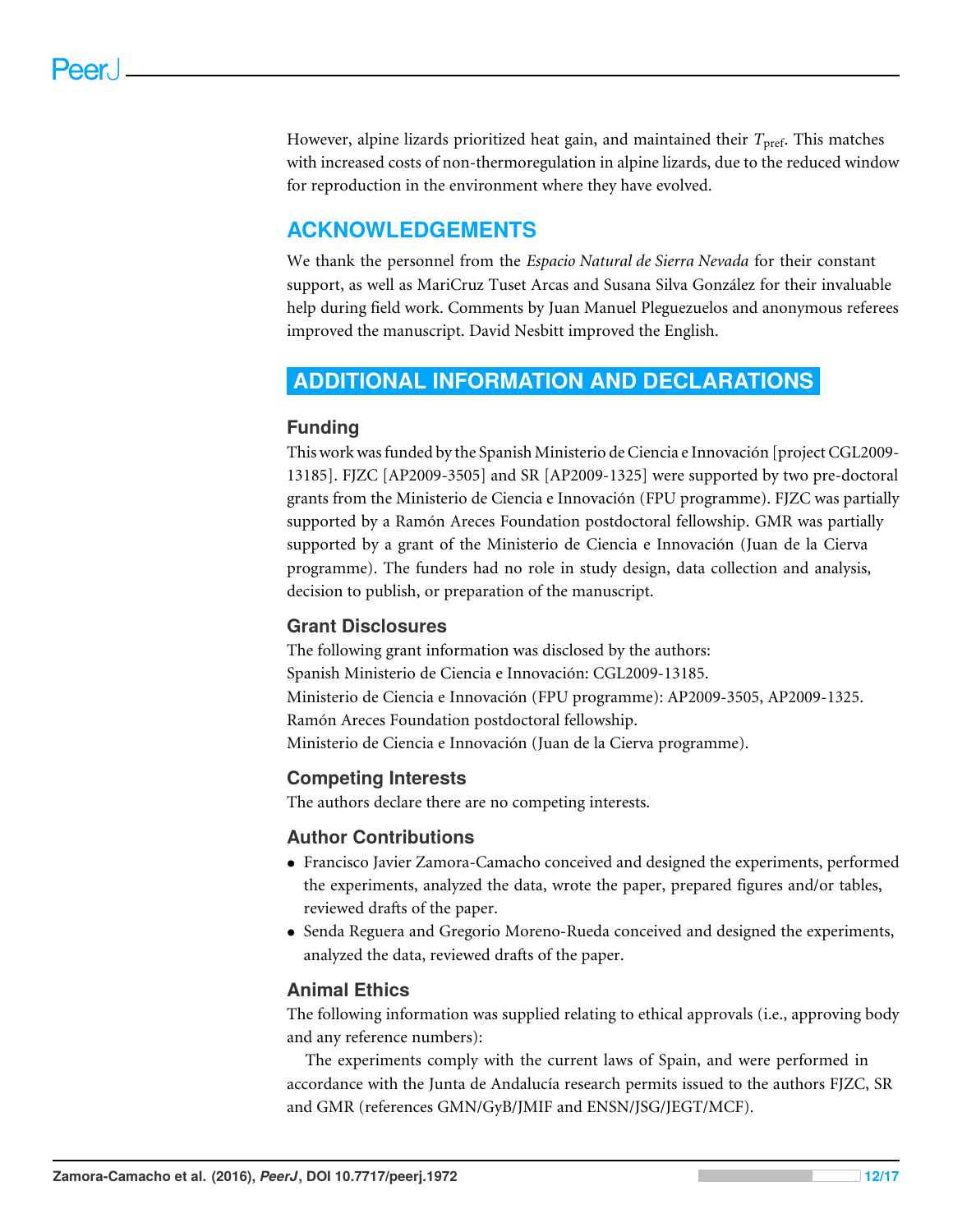However, alpine lizards prioritized heat gain, and maintained their $T_{pref}$. This matches with increased costs of non-thermoregulation in alpine lizards, due to the reduced window for reproduction in the environment where they have evolved.

## ACKNOWLEDGEMENTS

We thank the personnel from the *Espacio Natural de Sierra Nevada* for their constant support, as well as MariCruz Tuset Arcas and Susana Silva González for their invaluable help during field work. Comments by Juan Manuel Pleguezuelos and anonymous referees improved the manuscript. David Nesbitt improved the English.

## ADDITIONAL INFORMATION AND DECLARATIONS

### Funding

This work was funded by the Spanish Ministerio de Ciencia e Innovación [project CGL2009-13185]. FJZC [AP2009-3505] and SR [AP2009-1325] were supported by two pre-doctoral grants from the Ministerio de Ciencia e Innovación (FPU programme). FJZC was partially supported by a Ramón Areces Foundation postdoctoral fellowship. GMR was partially supported by a grant of the Ministerio de Ciencia e Innovación (Juan de la Cierva programme). The funders had no role in study design, data collection and analysis, decision to publish, or preparation of the manuscript.

### Grant Disclosures

The following grant information was disclosed by the authors:
Spanish Ministerio de Ciencia e Innovación: CGL2009-13185.
Ministerio de Ciencia e Innovación (FPU programme): AP2009-3505, AP2009-1325.
Ramón Areces Foundation postdoctoral fellowship.
Ministerio de Ciencia e Innovación (Juan de la Cierva programme).

### Competing Interests

The authors declare there are no competing interests.

### Author Contributions

- Francisco Javier Zamora-Camacho conceived and designed the experiments, performed the experiments, analyzed the data, wrote the paper, prepared figures and/or tables, reviewed drafts of the paper.
- Senda Reguera and Gregorio Moreno-Rueda conceived and designed the experiments, analyzed the data, reviewed drafts of the paper.

### Animal Ethics

The following information was supplied relating to ethical approvals (i.e., approving body and any reference numbers):

The experiments comply with the current laws of Spain, and were performed in accordance with the Junta de Andalucía research permits issued to the authors FJZC, SR and GMR (references GMN/GyB/JMIF and ENSN/JSG/JEGT/MCF).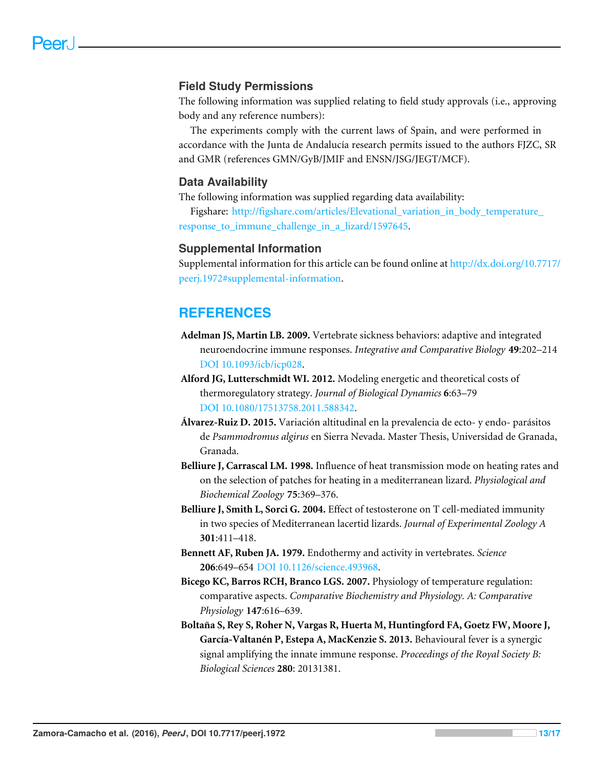## Field Study Permissions

The following information was supplied relating to field study approvals (i.e., approving body and any reference numbers):

The experiments comply with the current laws of Spain, and were performed in accordance with the Junta de Andalucía research permits issued to the authors FJZC, SR and GMR (references GMN/GyB/JMIF and ENSN/JSG/JEGT/MCF).

## Data Availability

The following information was supplied regarding data availability:

Figshare: http://figshare.com/articles/Elevational_variation_in_body_temperature_response_to_immune_challenge_in_a_lizard/1597645.

## Supplemental Information

Supplemental information for this article can be found online at http://dx.doi.org/10.7717/peerj.1972#supplemental-information.

# REFERENCES

**Adelman JS, Martin LB. 2009.** Vertebrate sickness behaviors: adaptive and integrated neuroendocrine immune responses. *Integrative and Comparative Biology* **49**:202–214 DOI 10.1093/icb/icp028.

**Alford JG, Lutterschmidt WI. 2012.** Modeling energetic and theoretical costs of thermoregulatory strategy. *Journal of Biological Dynamics* **6**:63–79 DOI 10.1080/17513758.2011.588342.

**Álvarez-Ruiz D. 2015.** Variación altitudinal en la prevalencia de ecto- y endo- parásitos de *Psammodromus algirus* en Sierra Nevada. Master Thesis, Universidad de Granada, Granada.

**Belliure J, Carrascal LM. 1998.** Influence of heat transmission mode on heating rates and on the selection of patches for heating in a mediterranean lizard. *Physiological and Biochemical Zoology* **75**:369–376.

**Belliure J, Smith L, Sorci G. 2004.** Effect of testosterone on T cell-mediated immunity in two species of Mediterranean lacertid lizards. *Journal of Experimental Zoology A* **301**:411–418.

**Bennett AF, Ruben JA. 1979.** Endothermy and activity in vertebrates. *Science* **206**:649–654 DOI 10.1126/science.493968.

**Bicego KC, Barros RCH, Branco LGS. 2007.** Physiology of temperature regulation: comparative aspects. *Comparative Biochemistry and Physiology. A: Comparative Physiology* **147**:616–639.

**Boltaña S, Rey S, Roher N, Vargas R, Huerta M, Huntingford FA, Goetz FW, Moore J, García-Valtanén P, Estepa A, MacKenzie S. 2013.** Behavioural fever is a synergic signal amplifying the innate immune response. *Proceedings of the Royal Society B: Biological Sciences* **280**: 20131381.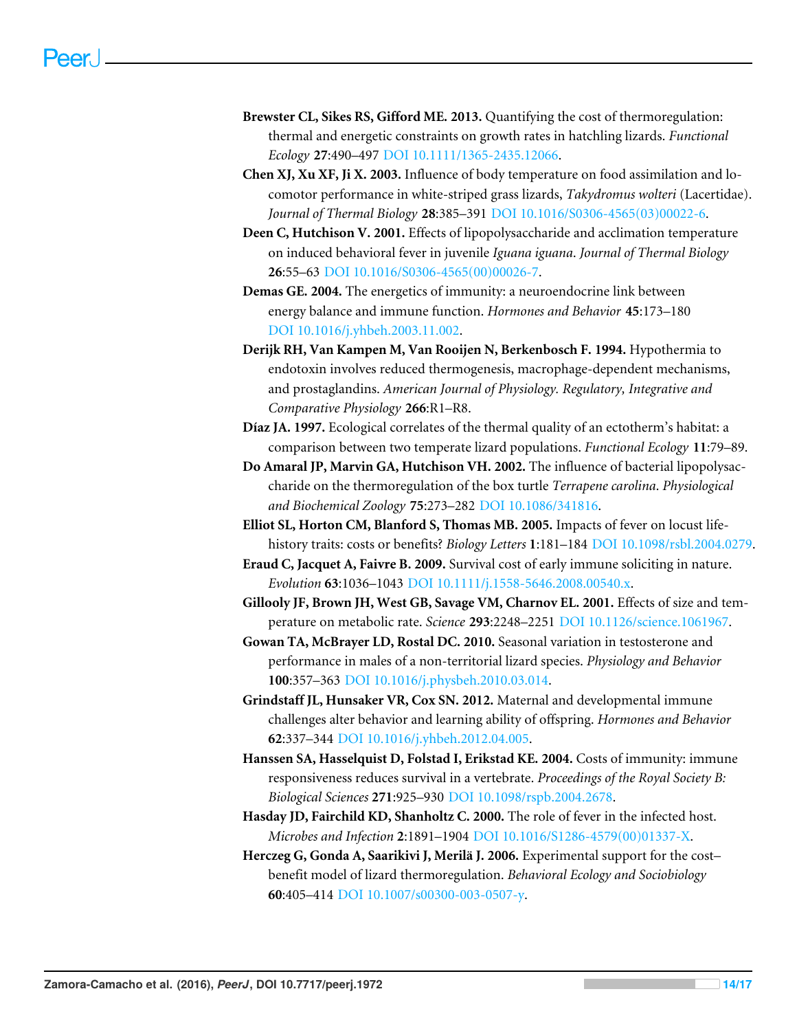**Brewster CL, Sikes RS, Gifford ME. 2013.** Quantifying the cost of thermoregulation: thermal and energetic constraints on growth rates in hatchling lizards. *Functional Ecology* **27**:490–497 DOI 10.1111/1365-2435.12066.

**Chen XJ, Xu XF, Ji X. 2003.** Influence of body temperature on food assimilation and locomotor performance in white-striped grass lizards, *Takydromus wolteri* (Lacertidae). *Journal of Thermal Biology* **28**:385–391 DOI 10.1016/S0306-4565(03)00022-6.

**Deen C, Hutchison V. 2001.** Effects of lipopolysaccharide and acclimation temperature on induced behavioral fever in juvenile *Iguana iguana*. *Journal of Thermal Biology* **26**:55–63 DOI 10.1016/S0306-4565(00)00026-7.

**Demas GE. 2004.** The energetics of immunity: a neuroendocrine link between energy balance and immune function. *Hormones and Behavior* **45**:173–180 DOI 10.1016/j.yhbeh.2003.11.002.

**Derijk RH, Van Kampen M, Van Rooijen N, Berkenbosch F. 1994.** Hypothermia to endotoxin involves reduced thermogenesis, macrophage-dependent mechanisms, and prostaglandins. *American Journal of Physiology. Regulatory, Integrative and Comparative Physiology* **266**:R1–R8.

**Díaz JA. 1997.** Ecological correlates of the thermal quality of an ectotherm's habitat: a comparison between two temperate lizard populations. *Functional Ecology* **11**:79–89.

**Do Amaral JP, Marvin GA, Hutchison VH. 2002.** The influence of bacterial lipopolysaccharide on the thermoregulation of the box turtle *Terrapene carolina*. *Physiological and Biochemical Zoology* **75**:273–282 DOI 10.1086/341816.

**Elliot SL, Horton CM, Blanford S, Thomas MB. 2005.** Impacts of fever on locust life-history traits: costs or benefits? *Biology Letters* **1**:181–184 DOI 10.1098/rsbl.2004.0279.

**Eraud C, Jacquet A, Faivre B. 2009.** Survival cost of early immune soliciting in nature. *Evolution* **63**:1036–1043 DOI 10.1111/j.1558-5646.2008.00540.x.

**Gillooly JF, Brown JH, West GB, Savage VM, Charnov EL. 2001.** Effects of size and temperature on metabolic rate. *Science* **293**:2248–2251 DOI 10.1126/science.1061967.

**Gowan TA, McBrayer LD, Rostal DC. 2010.** Seasonal variation in testosterone and performance in males of a non-territorial lizard species. *Physiology and Behavior* **100**:357–363 DOI 10.1016/j.physbeh.2010.03.014.

**Grindstaff JL, Hunsaker VR, Cox SN. 2012.** Maternal and developmental immune challenges alter behavior and learning ability of offspring. *Hormones and Behavior* **62**:337–344 DOI 10.1016/j.yhbeh.2012.04.005.

**Hanssen SA, Hasselquist D, Folstad I, Erikstad KE. 2004.** Costs of immunity: immune responsiveness reduces survival in a vertebrate. *Proceedings of the Royal Society B: Biological Sciences* **271**:925–930 DOI 10.1098/rspb.2004.2678.

**Hasday JD, Fairchild KD, Shanholtz C. 2000.** The role of fever in the infected host. *Microbes and Infection* **2**:1891–1904 DOI 10.1016/S1286-4579(00)01337-X.

**Herczeg G, Gonda A, Saarikivi J, Merilä J. 2006.** Experimental support for the cost–benefit model of lizard thermoregulation. *Behavioral Ecology and Sociobiology* **60**:405–414 DOI 10.1007/s00300-003-0507-y.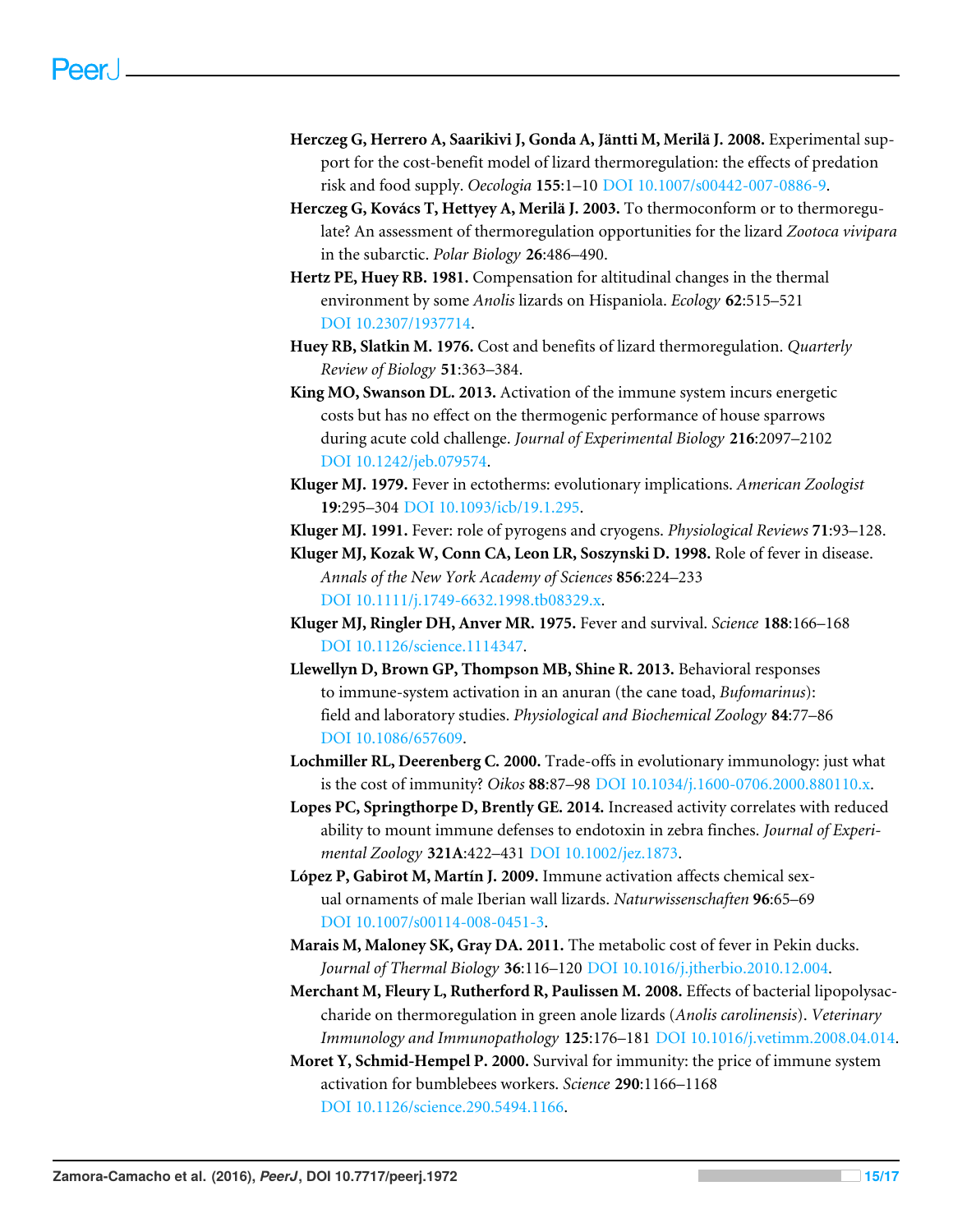**Herczeg G, Herrero A, Saarikivi J, Gonda A, Jäntti M, Merilä J. 2008.** Experimental support for the cost-benefit model of lizard thermoregulation: the effects of predation risk and food supply. *Oecologia* **155**:1–10 DOI 10.1007/s00442-007-0886-9.

**Herczeg G, Kovács T, Hettyey A, Merilä J. 2003.** To thermoconform or to thermoregulate? An assessment of thermoregulation opportunities for the lizard *Zootoca vivipara* in the subarctic. *Polar Biology* **26**:486–490.

**Hertz PE, Huey RB. 1981.** Compensation for altitudinal changes in the thermal environment by some *Anolis* lizards on Hispaniola. *Ecology* **62**:515–521 DOI 10.2307/1937714.

**Huey RB, Slatkin M. 1976.** Cost and benefits of lizard thermoregulation. *Quarterly Review of Biology* **51**:363–384.

**King MO, Swanson DL. 2013.** Activation of the immune system incurs energetic costs but has no effect on the thermogenic performance of house sparrows during acute cold challenge. *Journal of Experimental Biology* **216**:2097–2102 DOI 10.1242/jeb.079574.

**Kluger MJ. 1979.** Fever in ectotherms: evolutionary implications. *American Zoologist* **19**:295–304 DOI 10.1093/icb/19.1.295.

**Kluger MJ. 1991.** Fever: role of pyrogens and cryogens. *Physiological Reviews* **71**:93–128.

**Kluger MJ, Kozak W, Conn CA, Leon LR, Soszynski D. 1998.** Role of fever in disease. *Annals of the New York Academy of Sciences* **856**:224–233 DOI 10.1111/j.1749-6632.1998.tb08329.x.

**Kluger MJ, Ringler DH, Anver MR. 1975.** Fever and survival. *Science* **188**:166–168 DOI 10.1126/science.1114347.

**Llewellyn D, Brown GP, Thompson MB, Shine R. 2013.** Behavioral responses to immune-system activation in an anuran (the cane toad, *Bufomarinus*): field and laboratory studies. *Physiological and Biochemical Zoology* **84**:77–86 DOI 10.1086/657609.

**Lochmiller RL, Deerenberg C. 2000.** Trade-offs in evolutionary immunology: just what is the cost of immunity? *Oikos* **88**:87–98 DOI 10.1034/j.1600-0706.2000.880110.x.

**Lopes PC, Springthorpe D, Brently GE. 2014.** Increased activity correlates with reduced ability to mount immune defenses to endotoxin in zebra finches. *Journal of Experimental Zoology* **321A**:422–431 DOI 10.1002/jez.1873.

**López P, Gabirot M, Martín J. 2009.** Immune activation affects chemical sexual ornaments of male Iberian wall lizards. *Naturwissenschaften* **96**:65–69 DOI 10.1007/s00114-008-0451-3.

**Marais M, Maloney SK, Gray DA. 2011.** The metabolic cost of fever in Pekin ducks. *Journal of Thermal Biology* **36**:116–120 DOI 10.1016/j.jtherbio.2010.12.004.

**Merchant M, Fleury L, Rutherford R, Paulissen M. 2008.** Effects of bacterial lipopolysaccharide on thermoregulation in green anole lizards (*Anolis carolinensis*). *Veterinary Immunology and Immunopathology* **125**:176–181 DOI 10.1016/j.vetimm.2008.04.014.

**Moret Y, Schmid-Hempel P. 2000.** Survival for immunity: the price of immune system activation for bumblebees workers. *Science* **290**:1166–1168 DOI 10.1126/science.290.5494.1166.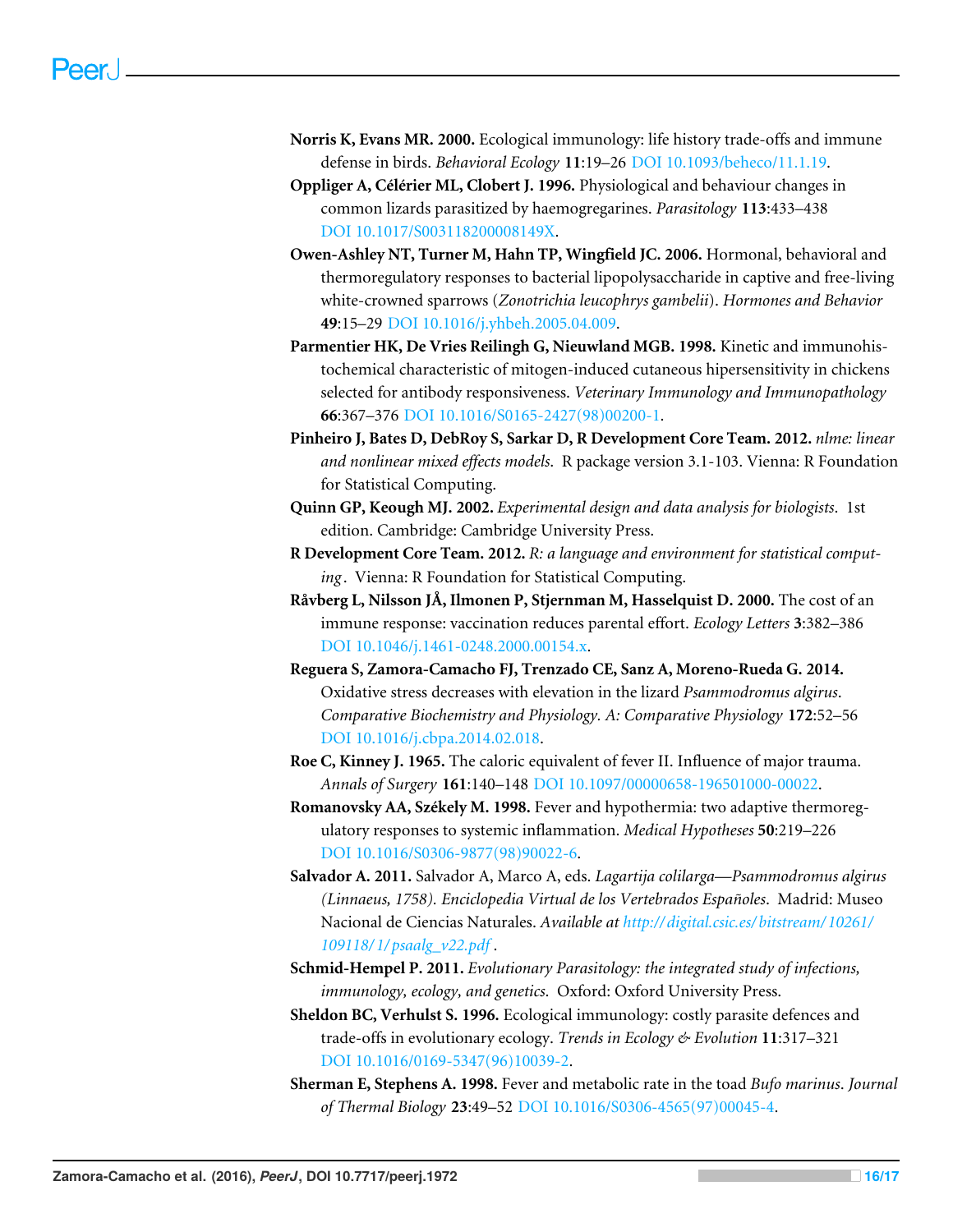**Norris K, Evans MR. 2000.** Ecological immunology: life history trade-offs and immune defense in birds. *Behavioral Ecology* **11**:19–26 DOI 10.1093/beheco/11.1.19.

**Oppliger A, Célérier ML, Clobert J. 1996.** Physiological and behaviour changes in common lizards parasitized by haemogregarines. *Parasitology* **113**:433–438 DOI 10.1017/S003118200008149X.

**Owen-Ashley NT, Turner M, Hahn TP, Wingfield JC. 2006.** Hormonal, behavioral and thermoregulatory responses to bacterial lipopolysaccharide in captive and free-living white-crowned sparrows (*Zonotrichia leucophrys gambelii*). *Hormones and Behavior* **49**:15–29 DOI 10.1016/j.yhbeh.2005.04.009.

**Parmentier HK, De Vries Reilingh G, Nieuwland MGB. 1998.** Kinetic and immunohistochemical characteristic of mitogen-induced cutaneous hipersensitivity in chickens selected for antibody responsiveness. *Veterinary Immunology and Immunopathology* **66**:367–376 DOI 10.1016/S0165-2427(98)00200-1.

**Pinheiro J, Bates D, DebRoy S, Sarkar D, R Development Core Team. 2012.** *nlme: linear and nonlinear mixed effects models.* R package version 3.1-103. Vienna: R Foundation for Statistical Computing.

**Quinn GP, Keough MJ. 2002.** *Experimental design and data analysis for biologists.* 1st edition. Cambridge: Cambridge University Press.

**R Development Core Team. 2012.** *R: a language and environment for statistical computing*. Vienna: R Foundation for Statistical Computing.

**Råvberg L, Nilsson JÅ, Ilmonen P, Stjernman M, Hasselquist D. 2000.** The cost of an immune response: vaccination reduces parental effort. *Ecology Letters* **3**:382–386 DOI 10.1046/j.1461-0248.2000.00154.x.

**Reguera S, Zamora-Camacho FJ, Trenzado CE, Sanz A, Moreno-Rueda G. 2014.** Oxidative stress decreases with elevation in the lizard *Psammodromus algirus*. *Comparative Biochemistry and Physiology. A: Comparative Physiology* **172**:52–56 DOI 10.1016/j.cbpa.2014.02.018.

**Roe C, Kinney J. 1965.** The caloric equivalent of fever II. Influence of major trauma. *Annals of Surgery* **161**:140–148 DOI 10.1097/00000658-196501000-00022.

**Romanovsky AA, Székely M. 1998.** Fever and hypothermia: two adaptive thermoregulatory responses to systemic inflammation. *Medical Hypotheses* **50**:219–226 DOI 10.1016/S0306-9877(98)90022-6.

**Salvador A. 2011.** Salvador A, Marco A, eds. *Lagartija colilarga—Psammodromus algirus (Linnaeus, 1758). Enciclopedia Virtual de los Vertebrados Españoles*. Madrid: Museo Nacional de Ciencias Naturales. *Available at http://digital.csic.es/bitstream/10261/109118/1/psaalg_v22.pdf*.

**Schmid-Hempel P. 2011.** *Evolutionary Parasitology: the integrated study of infections, immunology, ecology, and genetics.* Oxford: Oxford University Press.

**Sheldon BC, Verhulst S. 1996.** Ecological immunology: costly parasite defences and trade-offs in evolutionary ecology. *Trends in Ecology & Evolution* **11**:317–321 DOI 10.1016/0169-5347(96)10039-2.

**Sherman E, Stephens A. 1998.** Fever and metabolic rate in the toad *Bufo marinus*. *Journal of Thermal Biology* **23**:49–52 DOI 10.1016/S0306-4565(97)00045-4.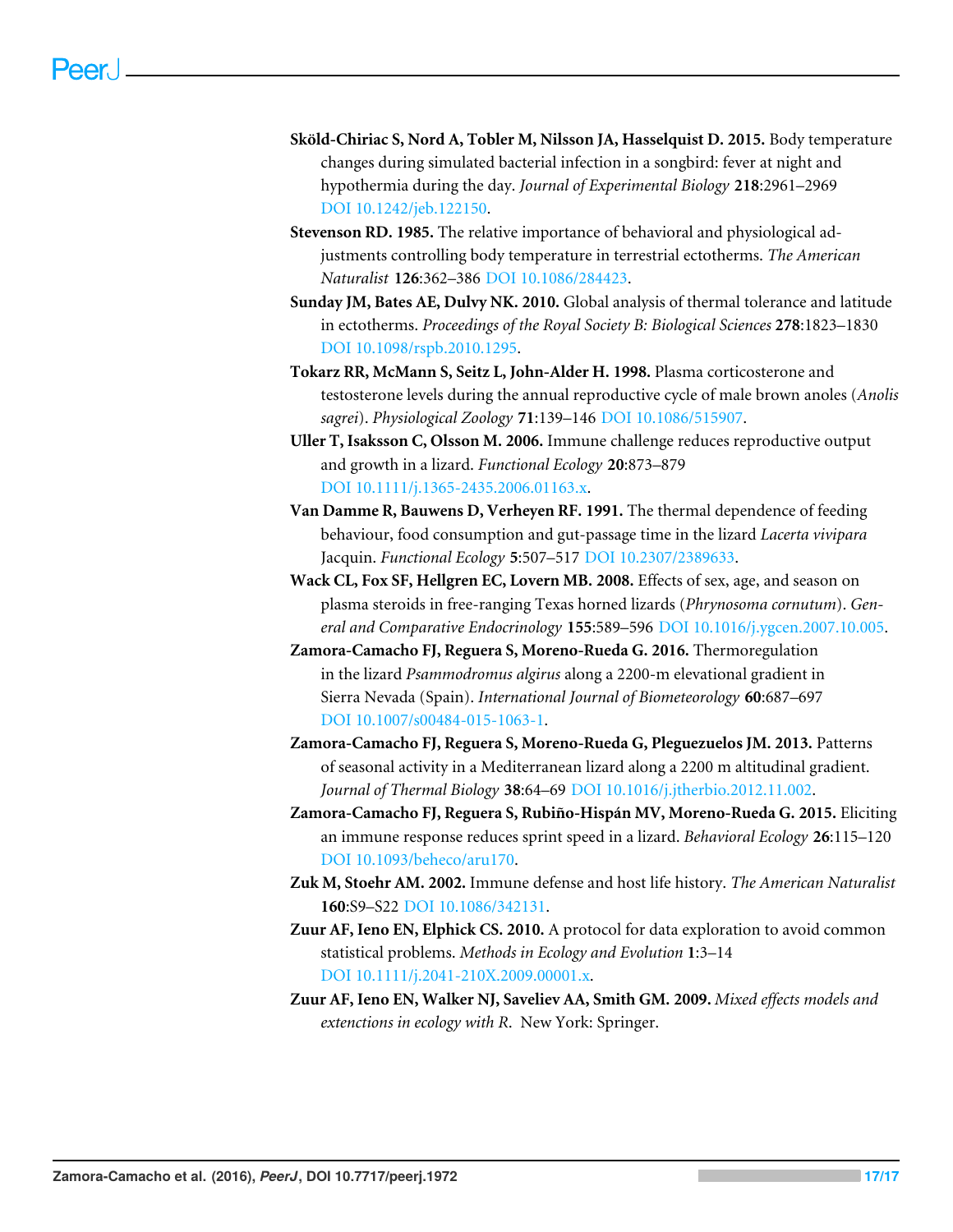**Sköld-Chiriac S, Nord A, Tobler M, Nilsson JA, Hasselquist D. 2015.** Body temperature changes during simulated bacterial infection in a songbird: fever at night and hypothermia during the day. *Journal of Experimental Biology* **218**:2961–2969 DOI 10.1242/jeb.122150.

**Stevenson RD. 1985.** The relative importance of behavioral and physiological adjustments controlling body temperature in terrestrial ectotherms. *The American Naturalist* **126**:362–386 DOI 10.1086/284423.

**Sunday JM, Bates AE, Dulvy NK. 2010.** Global analysis of thermal tolerance and latitude in ectotherms. *Proceedings of the Royal Society B: Biological Sciences* **278**:1823–1830 DOI 10.1098/rspb.2010.1295.

**Tokarz RR, McMann S, Seitz L, John-Alder H. 1998.** Plasma corticosterone and testosterone levels during the annual reproductive cycle of male brown anoles (*Anolis sagrei*). *Physiological Zoology* **71**:139–146 DOI 10.1086/515907.

**Uller T, Isaksson C, Olsson M. 2006.** Immune challenge reduces reproductive output and growth in a lizard. *Functional Ecology* **20**:873–879 DOI 10.1111/j.1365-2435.2006.01163.x.

**Van Damme R, Bauwens D, Verheyen RF. 1991.** The thermal dependence of feeding behaviour, food consumption and gut-passage time in the lizard *Lacerta vivipara* Jacquin. *Functional Ecology* **5**:507–517 DOI 10.2307/2389633.

**Wack CL, Fox SF, Hellgren EC, Lovern MB. 2008.** Effects of sex, age, and season on plasma steroids in free-ranging Texas horned lizards (*Phrynosoma cornutum*). *General and Comparative Endocrinology* **155**:589–596 DOI 10.1016/j.ygcen.2007.10.005.

**Zamora-Camacho FJ, Reguera S, Moreno-Rueda G. 2016.** Thermoregulation in the lizard *Psammodromus algirus* along a 2200-m elevational gradient in Sierra Nevada (Spain). *International Journal of Biometeorology* **60**:687–697 DOI 10.1007/s00484-015-1063-1.

**Zamora-Camacho FJ, Reguera S, Moreno-Rueda G, Pleguezuelos JM. 2013.** Patterns of seasonal activity in a Mediterranean lizard along a 2200 m altitudinal gradient. *Journal of Thermal Biology* **38**:64–69 DOI 10.1016/j.jtherbio.2012.11.002.

**Zamora-Camacho FJ, Reguera S, Rubiño-Hispán MV, Moreno-Rueda G. 2015.** Eliciting an immune response reduces sprint speed in a lizard. *Behavioral Ecology* **26**:115–120 DOI 10.1093/beheco/aru170.

**Zuk M, Stoehr AM. 2002.** Immune defense and host life history. *The American Naturalist* **160**:S9–S22 DOI 10.1086/342131.

**Zuur AF, Ieno EN, Elphick CS. 2010.** A protocol for data exploration to avoid common statistical problems. *Methods in Ecology and Evolution* **1**:3–14 DOI 10.1111/j.2041-210X.2009.00001.x.

**Zuur AF, Ieno EN, Walker NJ, Saveliev AA, Smith GM. 2009.** *Mixed effects models and extentions in ecology with R.* New York: Springer.